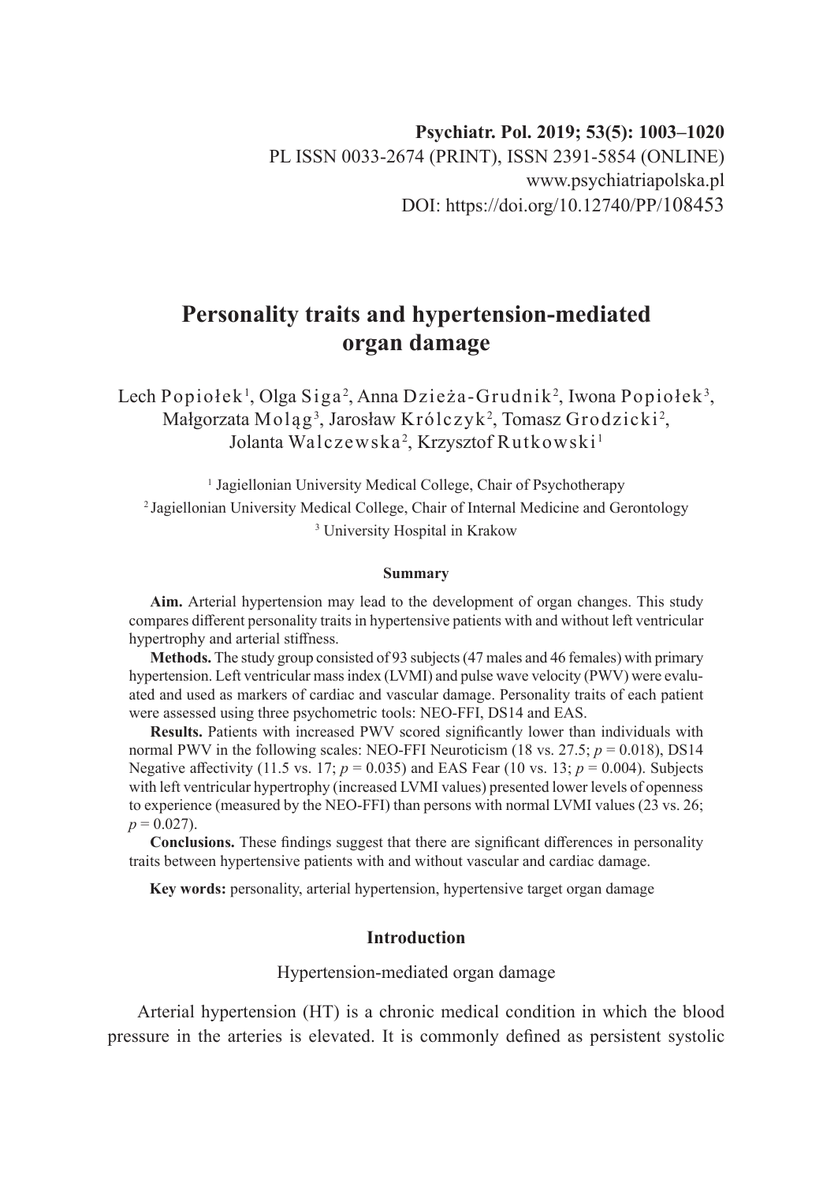Psychiatr. Pol. 2019; 53(5): 1003–1020
PL ISSN 0033-2674 (PRINT), ISSN 2391-5854 (ONLINE)
www.psychiatriapolska.pl
DOI: https://doi.org/10.12740/PP/108453

# Personality traits and hypertension-mediated organ damage

Lech Popiołek[1], Olga Siga[2], Anna Dzieża-Grudnik[2], Iwona Popiołek[3], Małgorzata Moląg[3], Jarosław Królczyk[2], Tomasz Grodzicki[2], Jolanta Walczewska[2], Krzysztof Rutkowski[1]

[1] Jagiellonian University Medical College, Chair of Psychotherapy
[2] Jagiellonian University Medical College, Chair of Internal Medicine and Gerontology
[3] University Hospital in Krakow

### Summary

**Aim.** Arterial hypertension may lead to the development of organ changes. This study compares different personality traits in hypertensive patients with and without left ventricular hypertrophy and arterial stiffness.

**Methods.** The study group consisted of 93 subjects (47 males and 46 females) with primary hypertension. Left ventricular mass index (LVMI) and pulse wave velocity (PWV) were evaluated and used as markers of cardiac and vascular damage. Personality traits of each patient were assessed using three psychometric tools: NEO-FFI, DS14 and EAS.

**Results.** Patients with increased PWV scored significantly lower than individuals with normal PWV in the following scales: NEO-FFI Neuroticism (18 vs. 27.5; $p = 0.018$), DS14 Negative affectivity (11.5 vs. 17; $p = 0.035$) and EAS Fear (10 vs. 13; $p = 0.004$). Subjects with left ventricular hypertrophy (increased LVMI values) presented lower levels of openness to experience (measured by the NEO-FFI) than persons with normal LVMI values (23 vs. 26; $p = 0.027$).

**Conclusions.** These findings suggest that there are significant differences in personality traits between hypertensive patients with and without vascular and cardiac damage.

**Key words:** personality, arterial hypertension, hypertensive target organ damage

## Introduction

### Hypertension-mediated organ damage

Arterial hypertension (HT) is a chronic medical condition in which the blood pressure in the arteries is elevated. It is commonly defined as persistent systolic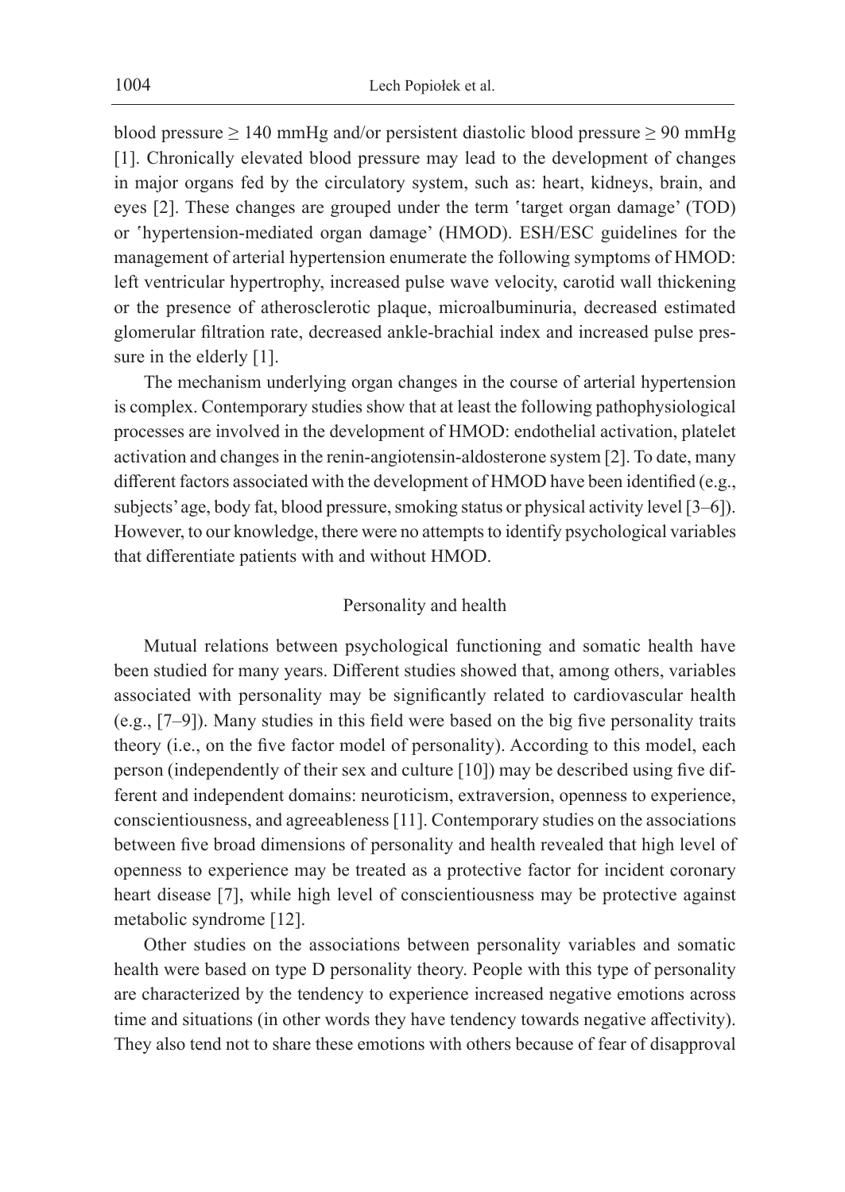blood pressure ≥ 140 mmHg and/or persistent diastolic blood pressure ≥ 90 mmHg [1]. Chronically elevated blood pressure may lead to the development of changes in major organs fed by the circulatory system, such as: heart, kidneys, brain, and eyes [2]. These changes are grouped under the term 'target organ damage' (TOD) or 'hypertension-mediated organ damage' (HMOD). ESH/ESC guidelines for the management of arterial hypertension enumerate the following symptoms of HMOD: left ventricular hypertrophy, increased pulse wave velocity, carotid wall thickening or the presence of atherosclerotic plaque, microalbuminuria, decreased estimated glomerular filtration rate, decreased ankle-brachial index and increased pulse pressure in the elderly [1].

The mechanism underlying organ changes in the course of arterial hypertension is complex. Contemporary studies show that at least the following pathophysiological processes are involved in the development of HMOD: endothelial activation, platelet activation and changes in the renin-angiotensin-aldosterone system [2]. To date, many different factors associated with the development of HMOD have been identified (e.g., subjects' age, body fat, blood pressure, smoking status or physical activity level [3–6]). However, to our knowledge, there were no attempts to identify psychological variables that differentiate patients with and without HMOD.

## Personality and health

Mutual relations between psychological functioning and somatic health have been studied for many years. Different studies showed that, among others, variables associated with personality may be significantly related to cardiovascular health (e.g., [7–9]). Many studies in this field were based on the big five personality traits theory (i.e., on the five factor model of personality). According to this model, each person (independently of their sex and culture [10]) may be described using five different and independent domains: neuroticism, extraversion, openness to experience, conscientiousness, and agreeableness [11]. Contemporary studies on the associations between five broad dimensions of personality and health revealed that high level of openness to experience may be treated as a protective factor for incident coronary heart disease [7], while high level of conscientiousness may be protective against metabolic syndrome [12].

Other studies on the associations between personality variables and somatic health were based on type D personality theory. People with this type of personality are characterized by the tendency to experience increased negative emotions across time and situations (in other words they have tendency towards negative affectivity). They also tend not to share these emotions with others because of fear of disapproval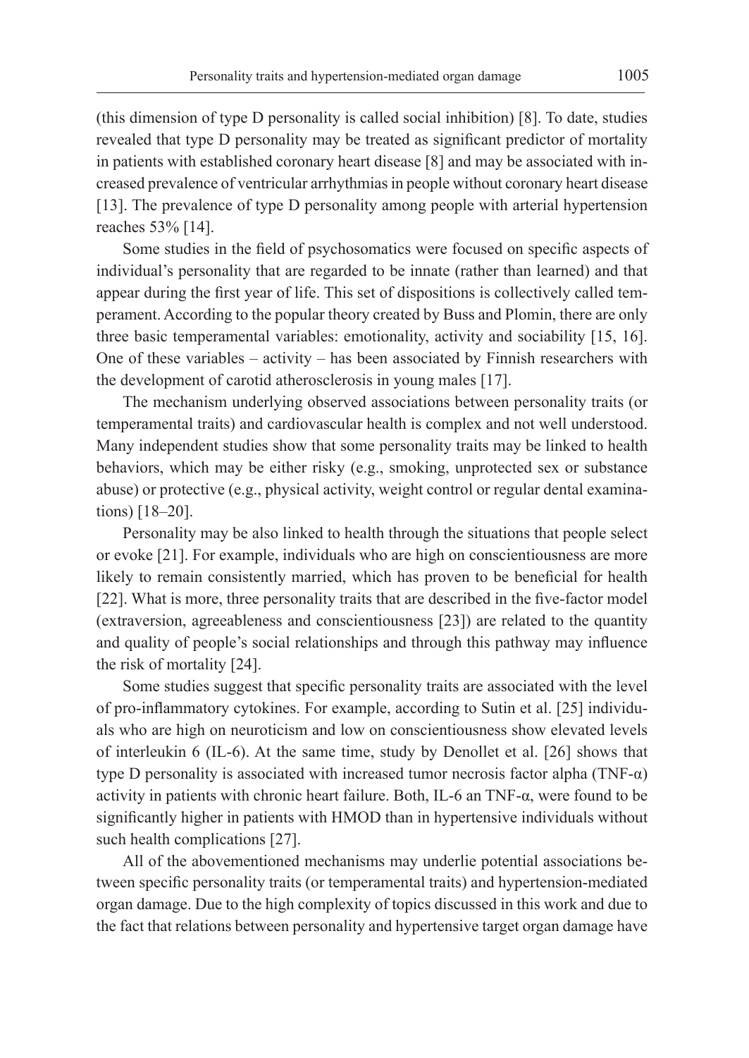(this dimension of type D personality is called social inhibition) [8]. To date, studies revealed that type D personality may be treated as significant predictor of mortality in patients with established coronary heart disease [8] and may be associated with increased prevalence of ventricular arrhythmias in people without coronary heart disease [13]. The prevalence of type D personality among people with arterial hypertension reaches 53% [14].

Some studies in the field of psychosomatics were focused on specific aspects of individual's personality that are regarded to be innate (rather than learned) and that appear during the first year of life. This set of dispositions is collectively called temperament. According to the popular theory created by Buss and Plomin, there are only three basic temperamental variables: emotionality, activity and sociability [15, 16]. One of these variables – activity – has been associated by Finnish researchers with the development of carotid atherosclerosis in young males [17].

The mechanism underlying observed associations between personality traits (or temperamental traits) and cardiovascular health is complex and not well understood. Many independent studies show that some personality traits may be linked to health behaviors, which may be either risky (e.g., smoking, unprotected sex or substance abuse) or protective (e.g., physical activity, weight control or regular dental examinations) [18–20].

Personality may be also linked to health through the situations that people select or evoke [21]. For example, individuals who are high on conscientiousness are more likely to remain consistently married, which has proven to be beneficial for health [22]. What is more, three personality traits that are described in the five-factor model (extraversion, agreeableness and conscientiousness [23]) are related to the quantity and quality of people's social relationships and through this pathway may influence the risk of mortality [24].

Some studies suggest that specific personality traits are associated with the level of pro-inflammatory cytokines. For example, according to Sutin et al. [25] individuals who are high on neuroticism and low on conscientiousness show elevated levels of interleukin 6 (IL-6). At the same time, study by Denollet et al. [26] shows that type D personality is associated with increased tumor necrosis factor alpha (TNF-α) activity in patients with chronic heart failure. Both, IL-6 an TNF-α, were found to be significantly higher in patients with HMOD than in hypertensive individuals without such health complications [27].

All of the abovementioned mechanisms may underlie potential associations between specific personality traits (or temperamental traits) and hypertension-mediated organ damage. Due to the high complexity of topics discussed in this work and due to the fact that relations between personality and hypertensive target organ damage have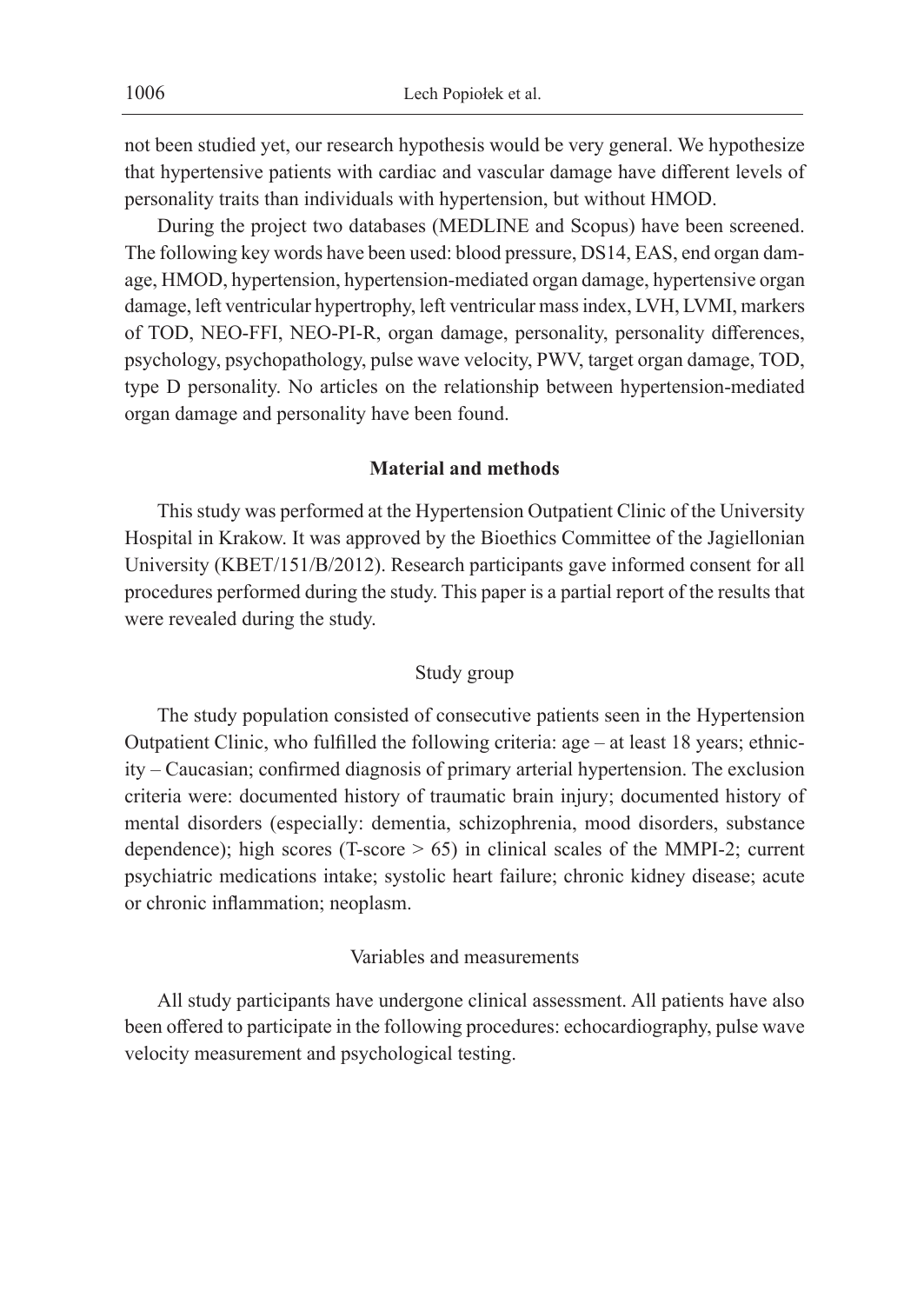not been studied yet, our research hypothesis would be very general. We hypothesize that hypertensive patients with cardiac and vascular damage have different levels of personality traits than individuals with hypertension, but without HMOD.

During the project two databases (MEDLINE and Scopus) have been screened. The following key words have been used: blood pressure, DS14, EAS, end organ damage, HMOD, hypertension, hypertension-mediated organ damage, hypertensive organ damage, left ventricular hypertrophy, left ventricular mass index, LVH, LVMI, markers of TOD, NEO-FFI, NEO-PI-R, organ damage, personality, personality differences, psychology, psychopathology, pulse wave velocity, PWV, target organ damage, TOD, type D personality. No articles on the relationship between hypertension-mediated organ damage and personality have been found.

## Material and methods

This study was performed at the Hypertension Outpatient Clinic of the University Hospital in Krakow. It was approved by the Bioethics Committee of the Jagiellonian University (KBET/151/B/2012). Research participants gave informed consent for all procedures performed during the study. This paper is a partial report of the results that were revealed during the study.

### Study group

The study population consisted of consecutive patients seen in the Hypertension Outpatient Clinic, who fulfilled the following criteria: age – at least 18 years; ethnicity – Caucasian; confirmed diagnosis of primary arterial hypertension. The exclusion criteria were: documented history of traumatic brain injury; documented history of mental disorders (especially: dementia, schizophrenia, mood disorders, substance dependence); high scores (T-score > 65) in clinical scales of the MMPI-2; current psychiatric medications intake; systolic heart failure; chronic kidney disease; acute or chronic inflammation; neoplasm.

### Variables and measurements

All study participants have undergone clinical assessment. All patients have also been offered to participate in the following procedures: echocardiography, pulse wave velocity measurement and psychological testing.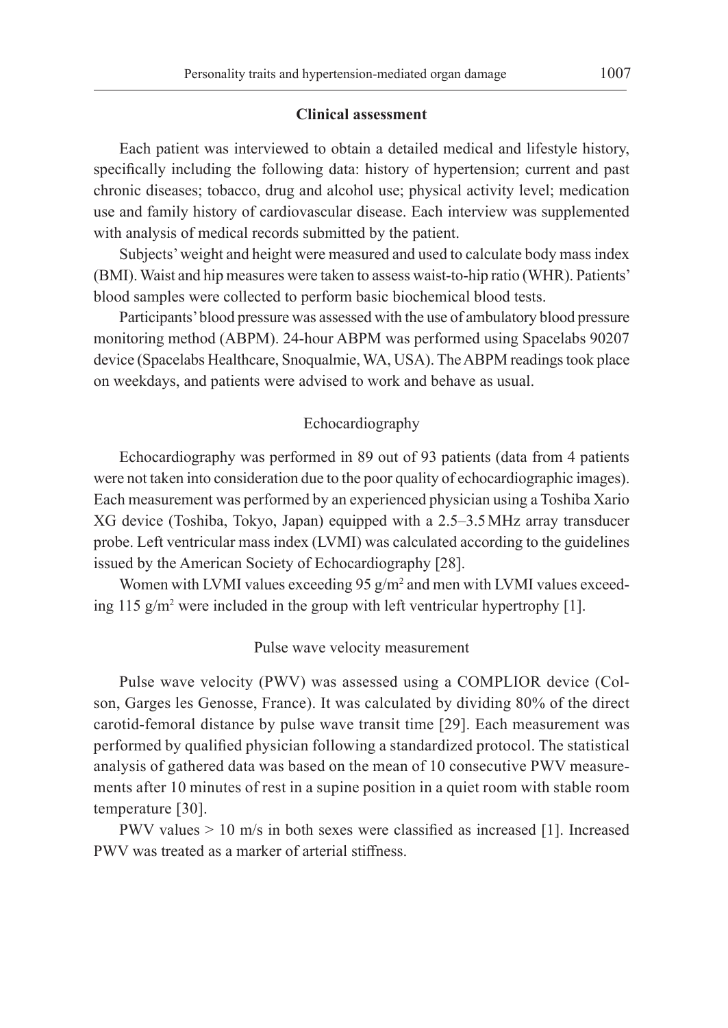## Clinical assessment

Each patient was interviewed to obtain a detailed medical and lifestyle history, specifically including the following data: history of hypertension; current and past chronic diseases; tobacco, drug and alcohol use; physical activity level; medication use and family history of cardiovascular disease. Each interview was supplemented with analysis of medical records submitted by the patient.

Subjects' weight and height were measured and used to calculate body mass index (BMI). Waist and hip measures were taken to assess waist-to-hip ratio (WHR). Patients' blood samples were collected to perform basic biochemical blood tests.

Participants' blood pressure was assessed with the use of ambulatory blood pressure monitoring method (ABPM). 24-hour ABPM was performed using Spacelabs 90207 device (Spacelabs Healthcare, Snoqualmie, WA, USA). The ABPM readings took place on weekdays, and patients were advised to work and behave as usual.

### Echocardiography

Echocardiography was performed in 89 out of 93 patients (data from 4 patients were not taken into consideration due to the poor quality of echocardiographic images). Each measurement was performed by an experienced physician using a Toshiba Xario XG device (Toshiba, Tokyo, Japan) equipped with a 2.5–3.5 MHz array transducer probe. Left ventricular mass index (LVMI) was calculated according to the guidelines issued by the American Society of Echocardiography [28].

Women with LVMI values exceeding 95 $g/m^2$ and men with LVMI values exceeding 115 $g/m^2$ were included in the group with left ventricular hypertrophy [1].

### Pulse wave velocity measurement

Pulse wave velocity (PWV) was assessed using a COMPLIOR device (Colson, Garges les Genosse, France). It was calculated by dividing 80% of the direct carotid-femoral distance by pulse wave transit time [29]. Each measurement was performed by qualified physician following a standardized protocol. The statistical analysis of gathered data was based on the mean of 10 consecutive PWV measurements after 10 minutes of rest in a supine position in a quiet room with stable room temperature [30].

PWV values $> 10$ m/s in both sexes were classified as increased [1]. Increased PWV was treated as a marker of arterial stiffness.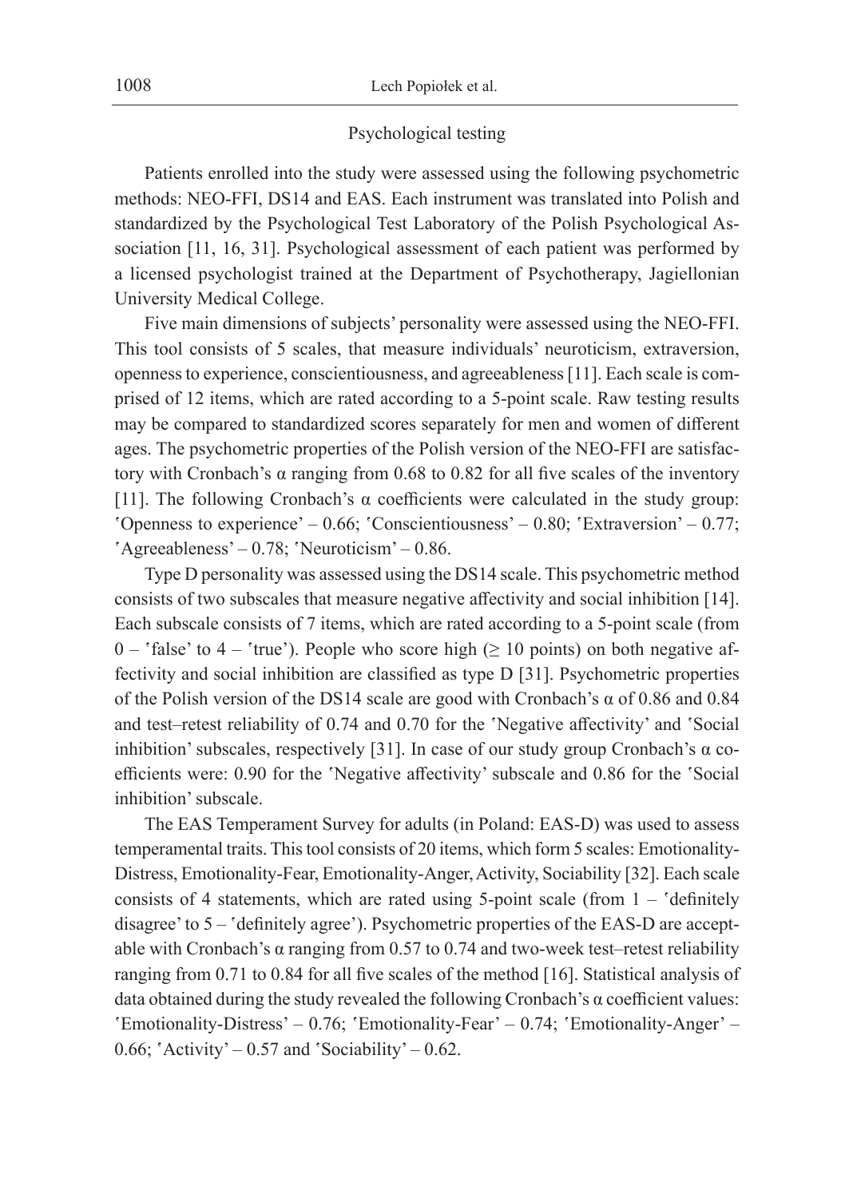## Psychological testing

Patients enrolled into the study were assessed using the following psychometric methods: NEO-FFI, DS14 and EAS. Each instrument was translated into Polish and standardized by the Psychological Test Laboratory of the Polish Psychological Association [11, 16, 31]. Psychological assessment of each patient was performed by a licensed psychologist trained at the Department of Psychotherapy, Jagiellonian University Medical College.

Five main dimensions of subjects' personality were assessed using the NEO-FFI. This tool consists of 5 scales, that measure individuals' neuroticism, extraversion, openness to experience, conscientiousness, and agreeableness [11]. Each scale is comprised of 12 items, which are rated according to a 5-point scale. Raw testing results may be compared to standardized scores separately for men and women of different ages. The psychometric properties of the Polish version of the NEO-FFI are satisfactory with Cronbach's α ranging from 0.68 to 0.82 for all five scales of the inventory [11]. The following Cronbach's α coefficients were calculated in the study group: 'Openness to experience' – 0.66; 'Conscientiousness' – 0.80; 'Extraversion' – 0.77; 'Agreeableness' – 0.78; 'Neuroticism' – 0.86.

Type D personality was assessed using the DS14 scale. This psychometric method consists of two subscales that measure negative affectivity and social inhibition [14]. Each subscale consists of 7 items, which are rated according to a 5-point scale (from 0 – 'false' to 4 – 'true'). People who score high ($\geq 10$ points) on both negative affectivity and social inhibition are classified as type D [31]. Psychometric properties of the Polish version of the DS14 scale are good with Cronbach's α of 0.86 and 0.84 and test–retest reliability of 0.74 and 0.70 for the 'Negative affectivity' and 'Social inhibition' subscales, respectively [31]. In case of our study group Cronbach's α coefficients were: 0.90 for the 'Negative affectivity' subscale and 0.86 for the 'Social inhibition' subscale.

The EAS Temperament Survey for adults (in Poland: EAS-D) was used to assess temperamental traits. This tool consists of 20 items, which form 5 scales: Emotionality-Distress, Emotionality-Fear, Emotionality-Anger, Activity, Sociability [32]. Each scale consists of 4 statements, which are rated using 5-point scale (from 1 – 'definitely disagree' to 5 – 'definitely agree'). Psychometric properties of the EAS-D are acceptable with Cronbach's α ranging from 0.57 to 0.74 and two-week test–retest reliability ranging from 0.71 to 0.84 for all five scales of the method [16]. Statistical analysis of data obtained during the study revealed the following Cronbach's α coefficient values: 'Emotionality-Distress' – 0.76; 'Emotionality-Fear' – 0.74; 'Emotionality-Anger' – 0.66; 'Activity' – 0.57 and 'Sociability' – 0.62.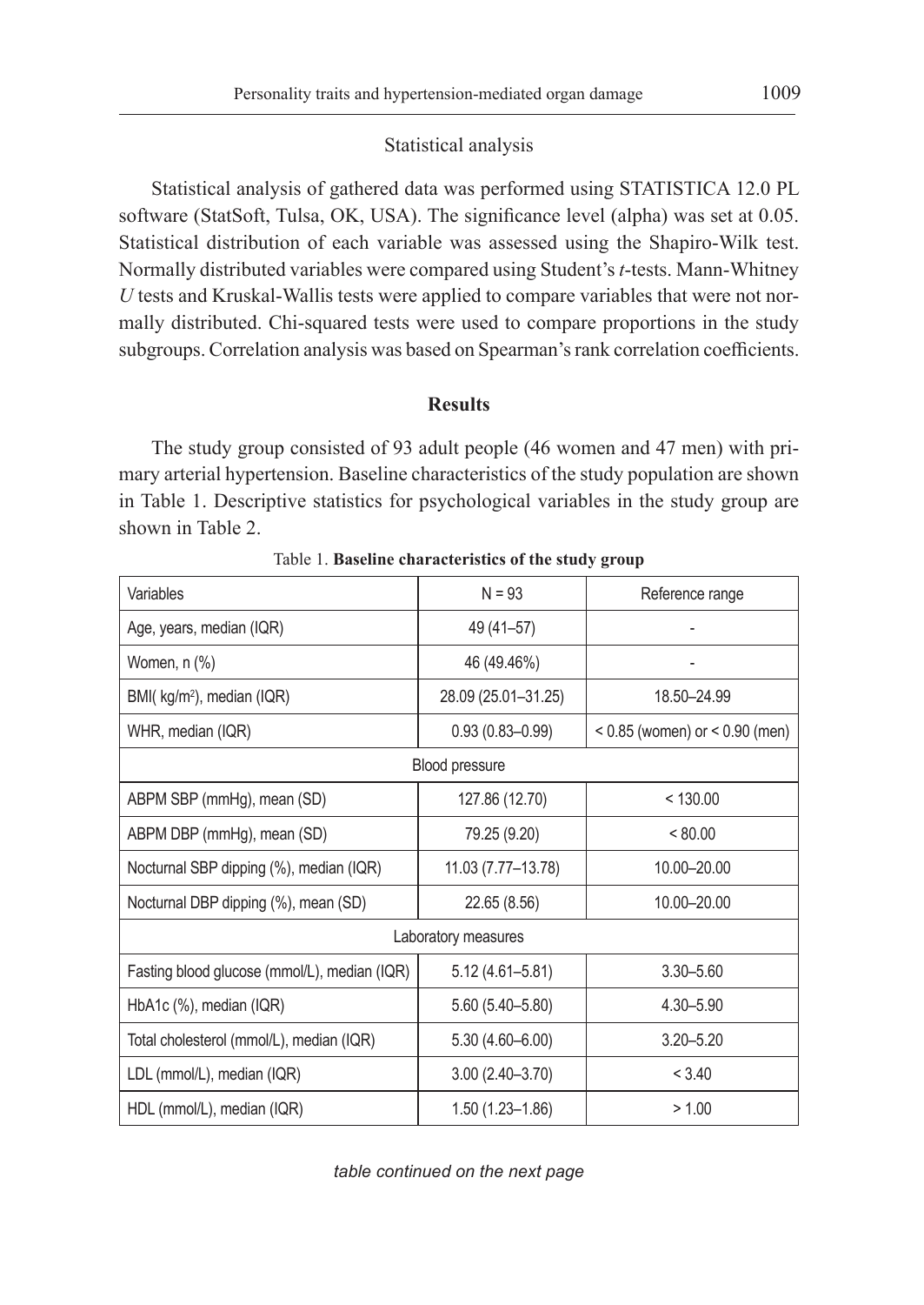## Statistical analysis

Statistical analysis of gathered data was performed using STATISTICA 12.0 PL software (StatSoft, Tulsa, OK, USA). The significance level (alpha) was set at 0.05. Statistical distribution of each variable was assessed using the Shapiro-Wilk test. Normally distributed variables were compared using Student's *t*-tests. Mann-Whitney *U* tests and Kruskal-Wallis tests were applied to compare variables that were not normally distributed. Chi-squared tests were used to compare proportions in the study subgroups. Correlation analysis was based on Spearman's rank correlation coefficients.

## Results

The study group consisted of 93 adult people (46 women and 47 men) with primary arterial hypertension. Baseline characteristics of the study population are shown in Table 1. Descriptive statistics for psychological variables in the study group are shown in Table 2.

Table 1. **Baseline characteristics of the study group**

| Variables | N = 93 | Reference range |
|---|---|---|
| Age, years, median (IQR) | 49 (41–57) | - |
| Women, n (%) | 46 (49.46%) | - |
| BMI( kg/m$^2$), median (IQR) | 28.09 (25.01–31.25) | 18.50–24.99 |
| WHR, median (IQR) | 0.93 (0.83–0.99) | < 0.85 (women) or < 0.90 (men) |
| Blood pressure | | |
| ABPM SBP (mmHg), mean (SD) | 127.86 (12.70) | < 130.00 |
| ABPM DBP (mmHg), mean (SD) | 79.25 (9.20) | < 80.00 |
| Nocturnal SBP dipping (%), median (IQR) | 11.03 (7.77–13.78) | 10.00–20.00 |
| Nocturnal DBP dipping (%), mean (SD) | 22.65 (8.56) | 10.00–20.00 |
| Laboratory measures | | |
| Fasting blood glucose (mmol/L), median (IQR) | 5.12 (4.61–5.81) | 3.30–5.60 |
| HbA1c (%), median (IQR) | 5.60 (5.40–5.80) | 4.30–5.90 |
| Total cholesterol (mmol/L), median (IQR) | 5.30 (4.60–6.00) | 3.20–5.20 |
| LDL (mmol/L), median (IQR) | 3.00 (2.40–3.70) | < 3.40 |
| HDL (mmol/L), median (IQR) | 1.50 (1.23–1.86) | > 1.00 |

*table continued on the next page*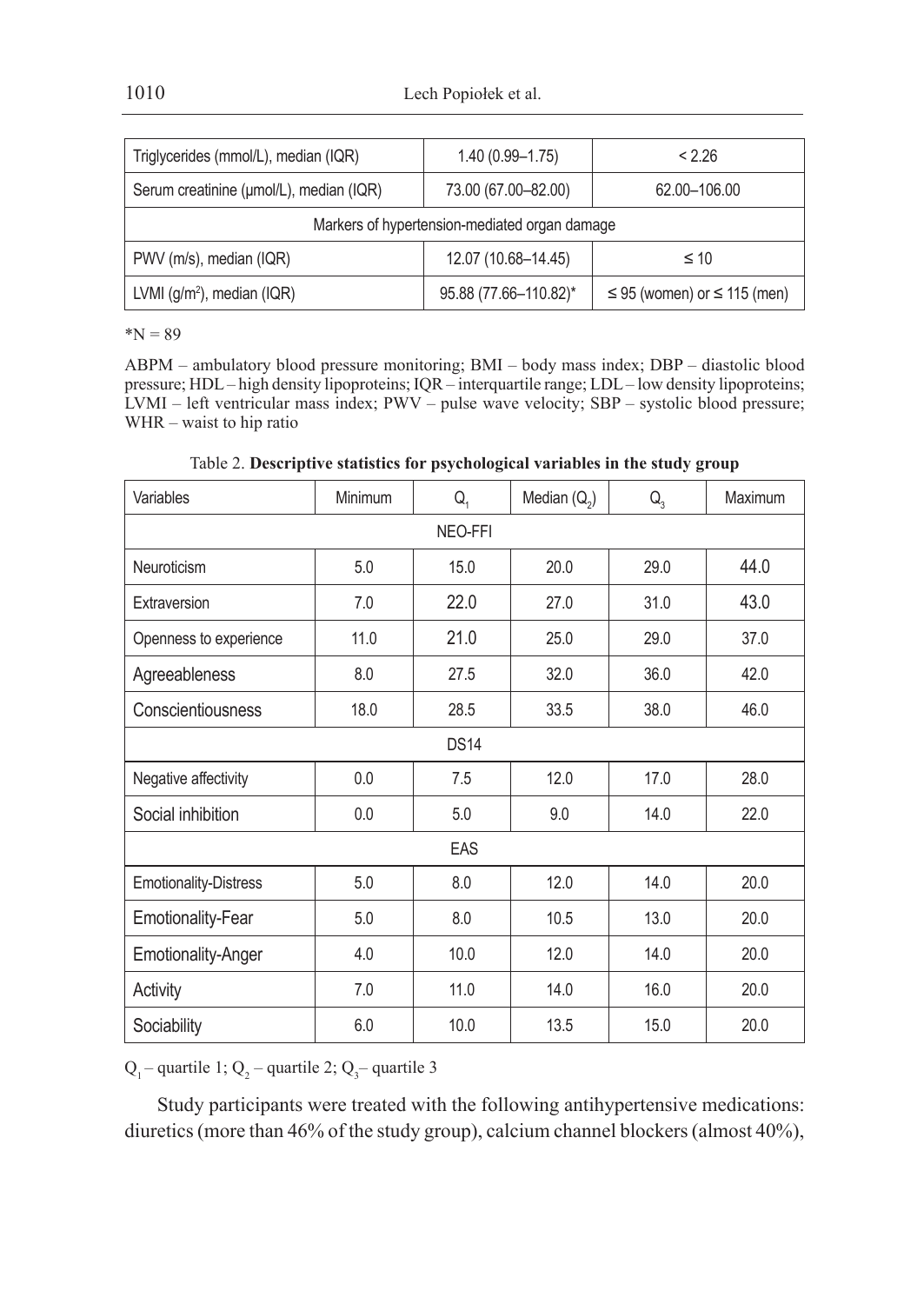| Triglycerides (mmol/L), median (IQR) | 1.40 (0.99–1.75) | < 2.26 |
|---|---|---|
| Serum creatinine (µmol/L), median (IQR) | 73.00 (67.00–82.00) | 62.00–106.00 |
| Markers of hypertension-mediated organ damage | | |
| PWV (m/s), median (IQR) | 12.07 (10.68–14.45) | ≤ 10 |
| LVMI (g/m²), median (IQR) | 95.88 (77.66–110.82)* | ≤ 95 (women) or ≤ 115 (men) |

*N = 89

ABPM – ambulatory blood pressure monitoring; BMI – body mass index; DBP – diastolic blood pressure; HDL – high density lipoproteins; IQR – interquartile range; LDL – low density lipoproteins; LVMI – left ventricular mass index; PWV – pulse wave velocity; SBP – systolic blood pressure; WHR – waist to hip ratio

Table 2. **Descriptive statistics for psychological variables in the study group**

| Variables | Minimum | $Q_1$ | Median ($Q_2$) | $Q_3$ | Maximum |
|---|---|---|---|---|---|
| NEO-FFI | | | | | |
| Neuroticism | 5.0 | 15.0 | 20.0 | 29.0 | 44.0 |
| Extraversion | 7.0 | 22.0 | 27.0 | 31.0 | 43.0 |
| Openness to experience | 11.0 | 21.0 | 25.0 | 29.0 | 37.0 |
| Agreeableness | 8.0 | 27.5 | 32.0 | 36.0 | 42.0 |
| Conscientiousness | 18.0 | 28.5 | 33.5 | 38.0 | 46.0 |
| DS14 | | | | | |
| Negative affectivity | 0.0 | 7.5 | 12.0 | 17.0 | 28.0 |
| Social inhibition | 0.0 | 5.0 | 9.0 | 14.0 | 22.0 |
| EAS | | | | | |
| Emotionality-Distress | 5.0 | 8.0 | 12.0 | 14.0 | 20.0 |
| Emotionality-Fear | 5.0 | 8.0 | 10.5 | 13.0 | 20.0 |
| Emotionality-Anger | 4.0 | 10.0 | 12.0 | 14.0 | 20.0 |
| Activity | 7.0 | 11.0 | 14.0 | 16.0 | 20.0 |
| Sociability | 6.0 | 10.0 | 13.5 | 15.0 | 20.0 |

$Q_1$ – quartile 1; $Q_2$ – quartile 2; $Q_3$ – quartile 3

Study participants were treated with the following antihypertensive medications: diuretics (more than 46% of the study group), calcium channel blockers (almost 40%),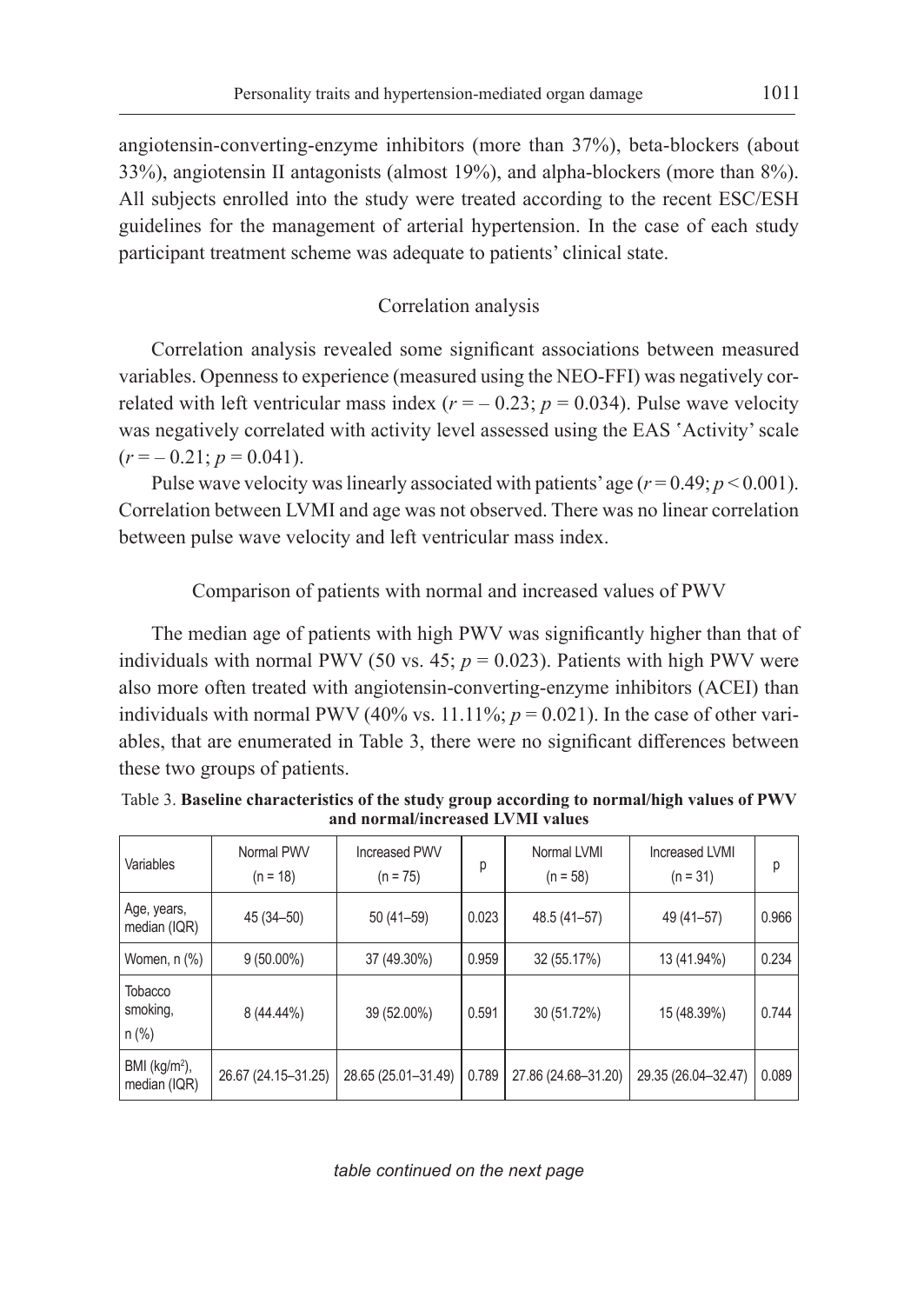angiotensin-converting-enzyme inhibitors (more than 37%), beta-blockers (about 33%), angiotensin II antagonists (almost 19%), and alpha-blockers (more than 8%). All subjects enrolled into the study were treated according to the recent ESC/ESH guidelines for the management of arterial hypertension. In the case of each study participant treatment scheme was adequate to patients' clinical state.

### Correlation analysis

Correlation analysis revealed some significant associations between measured variables. Openness to experience (measured using the NEO-FFI) was negatively correlated with left ventricular mass index ($r = -0.23$; $p = 0.034$). Pulse wave velocity was negatively correlated with activity level assessed using the EAS 'Activity' scale ($r = -0.21$; $p = 0.041$).

Pulse wave velocity was linearly associated with patients' age ($r = 0.49$; $p < 0.001$). Correlation between LVMI and age was not observed. There was no linear correlation between pulse wave velocity and left ventricular mass index.

### Comparison of patients with normal and increased values of PWV

The median age of patients with high PWV was significantly higher than that of individuals with normal PWV (50 vs. 45; $p = 0.023$). Patients with high PWV were also more often treated with angiotensin-converting-enzyme inhibitors (ACEI) than individuals with normal PWV (40% vs. 11.11%; $p = 0.021$). In the case of other variables, that are enumerated in Table 3, there were no significant differences between these two groups of patients.

Table 3. **Baseline characteristics of the study group according to normal/high values of PWV and normal/increased LVMI values**

| Variables | Normal PWV (n = 18) | Increased PWV (n = 75) | p | Normal LVMI (n = 58) | Increased LVMI (n = 31) | p |
|---|---|---|---|---|---|---|
| Age, years, median (IQR) | 45 (34–50) | 50 (41–59) | 0.023 | 48.5 (41–57) | 49 (41–57) | 0.966 |
| Women, n (%) | 9 (50.00%) | 37 (49.30%) | 0.959 | 32 (55.17%) | 13 (41.94%) | 0.234 |
| Tobacco smoking, n (%) | 8 (44.44%) | 39 (52.00%) | 0.591 | 30 (51.72%) | 15 (48.39%) | 0.744 |
| BMI ($kg/m^2$), median (IQR) | 26.67 (24.15–31.25) | 28.65 (25.01–31.49) | 0.789 | 27.86 (24.68–31.20) | 29.35 (26.04–32.47) | 0.089 |

*table continued on the next page*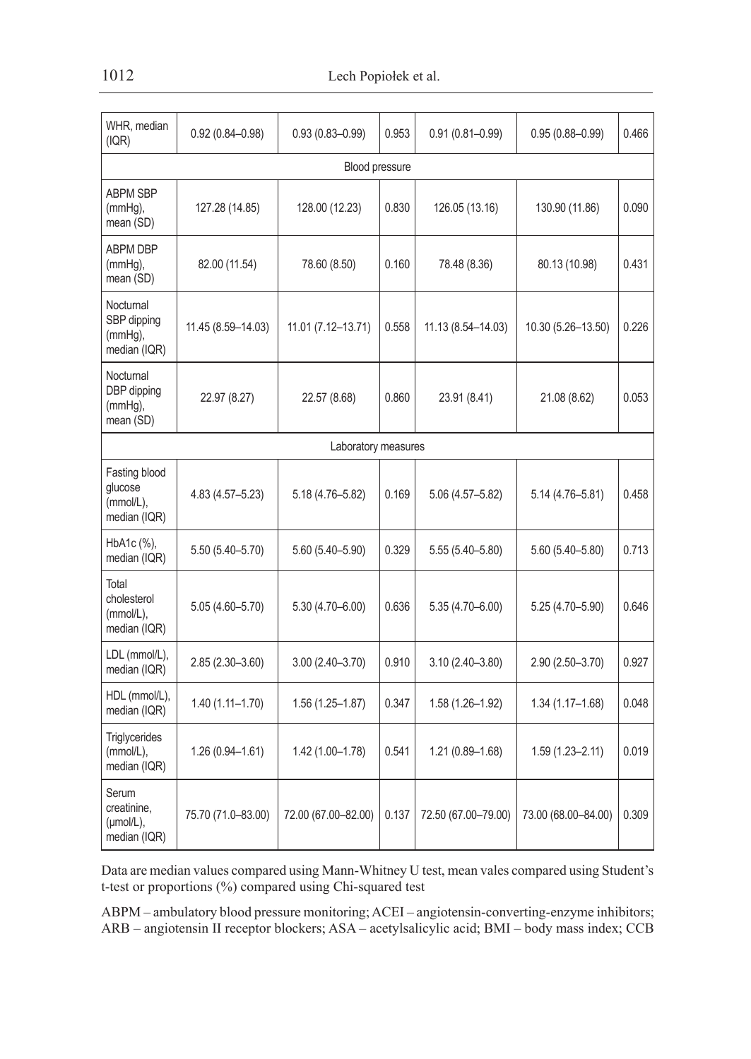| WHR, median (IQR) | 0.92 (0.84–0.98) | 0.93 (0.83–0.99) | 0.953 | 0.91 (0.81–0.99) | 0.95 (0.88–0.99) | 0.466 |
|---|---|---|---|---|---|---|
| Blood pressure | | | | | | |
| ABPM SBP (mmHg), mean (SD) | 127.28 (14.85) | 128.00 (12.23) | 0.830 | 126.05 (13.16) | 130.90 (11.86) | 0.090 |
| ABPM DBP (mmHg), mean (SD) | 82.00 (11.54) | 78.60 (8.50) | 0.160 | 78.48 (8.36) | 80.13 (10.98) | 0.431 |
| Nocturnal SBP dipping (mmHg), median (IQR) | 11.45 (8.59–14.03) | 11.01 (7.12–13.71) | 0.558 | 11.13 (8.54–14.03) | 10.30 (5.26–13.50) | 0.226 |
| Nocturnal DBP dipping (mmHg), mean (SD) | 22.97 (8.27) | 22.57 (8.68) | 0.860 | 23.91 (8.41) | 21.08 (8.62) | 0.053 |
| Laboratory measures | | | | | | |
| Fasting blood glucose (mmol/L), median (IQR) | 4.83 (4.57–5.23) | 5.18 (4.76–5.82) | 0.169 | 5.06 (4.57–5.82) | 5.14 (4.76–5.81) | 0.458 |
| HbA1c (%), median (IQR) | 5.50 (5.40–5.70) | 5.60 (5.40–5.90) | 0.329 | 5.55 (5.40–5.80) | 5.60 (5.40–5.80) | 0.713 |
| Total cholesterol (mmol/L), median (IQR) | 5.05 (4.60–5.70) | 5.30 (4.70–6.00) | 0.636 | 5.35 (4.70–6.00) | 5.25 (4.70–5.90) | 0.646 |
| LDL (mmol/L), median (IQR) | 2.85 (2.30–3.60) | 3.00 (2.40–3.70) | 0.910 | 3.10 (2.40–3.80) | 2.90 (2.50–3.70) | 0.927 |
| HDL (mmol/L), median (IQR) | 1.40 (1.11–1.70) | 1.56 (1.25–1.87) | 0.347 | 1.58 (1.26–1.92) | 1.34 (1.17–1.68) | 0.048 |
| Triglycerides (mmol/L), median (IQR) | 1.26 (0.94–1.61) | 1.42 (1.00–1.78) | 0.541 | 1.21 (0.89–1.68) | 1.59 (1.23–2.11) | 0.019 |
| Serum creatinine, (μmol/L), median (IQR) | 75.70 (71.0–83.00) | 72.00 (67.00–82.00) | 0.137 | 72.50 (67.00–79.00) | 73.00 (68.00–84.00) | 0.309 |

Data are median values compared using Mann-Whitney U test, mean vales compared using Student's t-test or proportions (%) compared using Chi-squared test

ABPM – ambulatory blood pressure monitoring; ACEI – angiotensin-converting-enzyme inhibitors; ARB – angiotensin II receptor blockers; ASA – acetylsalicylic acid; BMI – body mass index; CCB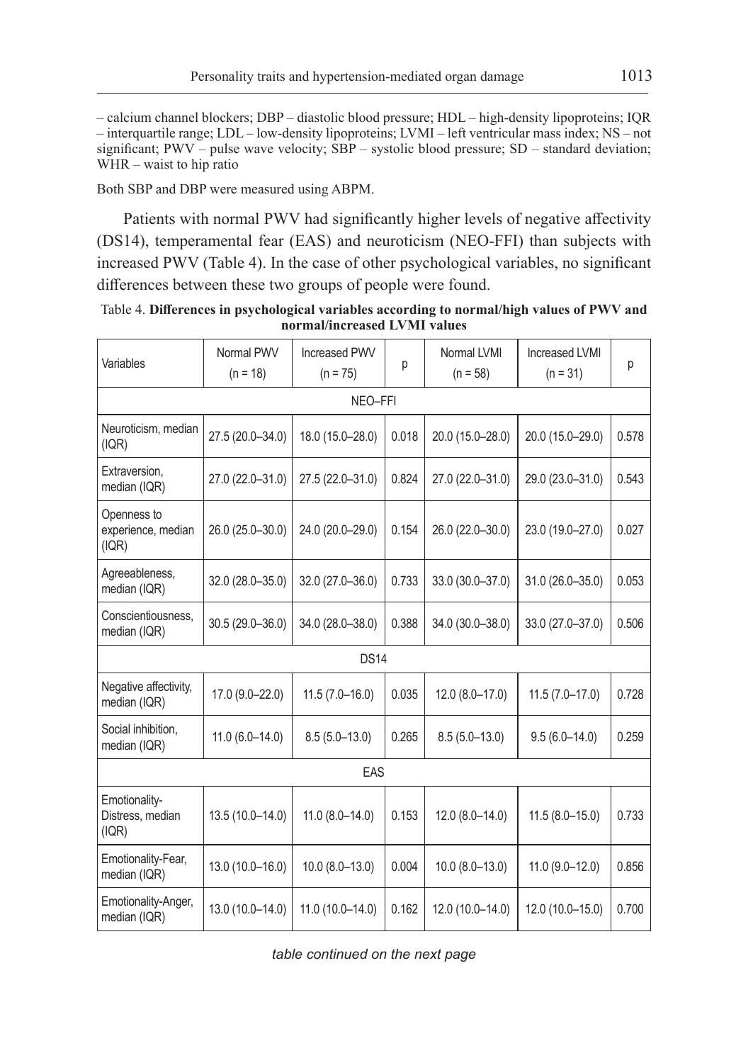– calcium channel blockers; DBP – diastolic blood pressure; HDL – high-density lipoproteins; IQR – interquartile range; LDL – low-density lipoproteins; LVMI – left ventricular mass index; NS – not significant; PWV – pulse wave velocity; SBP – systolic blood pressure; SD – standard deviation; WHR – waist to hip ratio

Both SBP and DBP were measured using ABPM.

Patients with normal PWV had significantly higher levels of negative affectivity (DS14), temperamental fear (EAS) and neuroticism (NEO-FFI) than subjects with increased PWV (Table 4). In the case of other psychological variables, no significant differences between these two groups of people were found.

Table 4. **Differences in psychological variables according to normal/high values of PWV and normal/increased LVMI values**

| Variables | Normal PWV (n = 18) | Increased PWV (n = 75) | p | Normal LVMI (n = 58) | Increased LVMI (n = 31) | p |
|---|---|---|---|---|---|---|
| NEO–FFI | | | | | | |
| Neuroticism, median (IQR) | 27.5 (20.0–34.0) | 18.0 (15.0–28.0) | 0.018 | 20.0 (15.0–28.0) | 20.0 (15.0–29.0) | 0.578 |
| Extraversion, median (IQR) | 27.0 (22.0–31.0) | 27.5 (22.0–31.0) | 0.824 | 27.0 (22.0–31.0) | 29.0 (23.0–31.0) | 0.543 |
| Openness to experience, median (IQR) | 26.0 (25.0–30.0) | 24.0 (20.0–29.0) | 0.154 | 26.0 (22.0–30.0) | 23.0 (19.0–27.0) | 0.027 |
| Agreeableness, median (IQR) | 32.0 (28.0–35.0) | 32.0 (27.0–36.0) | 0.733 | 33.0 (30.0–37.0) | 31.0 (26.0–35.0) | 0.053 |
| Conscientiousness, median (IQR) | 30.5 (29.0–36.0) | 34.0 (28.0–38.0) | 0.388 | 34.0 (30.0–38.0) | 33.0 (27.0–37.0) | 0.506 |
| DS14 | | | | | | |
| Negative affectivity, median (IQR) | 17.0 (9.0–22.0) | 11.5 (7.0–16.0) | 0.035 | 12.0 (8.0–17.0) | 11.5 (7.0–17.0) | 0.728 |
| Social inhibition, median (IQR) | 11.0 (6.0–14.0) | 8.5 (5.0–13.0) | 0.265 | 8.5 (5.0–13.0) | 9.5 (6.0–14.0) | 0.259 |
| EAS | | | | | | |
| Emotionality-Distress, median (IQR) | 13.5 (10.0–14.0) | 11.0 (8.0–14.0) | 0.153 | 12.0 (8.0–14.0) | 11.5 (8.0–15.0) | 0.733 |
| Emotionality-Fear, median (IQR) | 13.0 (10.0–16.0) | 10.0 (8.0–13.0) | 0.004 | 10.0 (8.0–13.0) | 11.0 (9.0–12.0) | 0.856 |
| Emotionality-Anger, median (IQR) | 13.0 (10.0–14.0) | 11.0 (10.0–14.0) | 0.162 | 12.0 (10.0–14.0) | 12.0 (10.0–15.0) | 0.700 |

*table continued on the next page*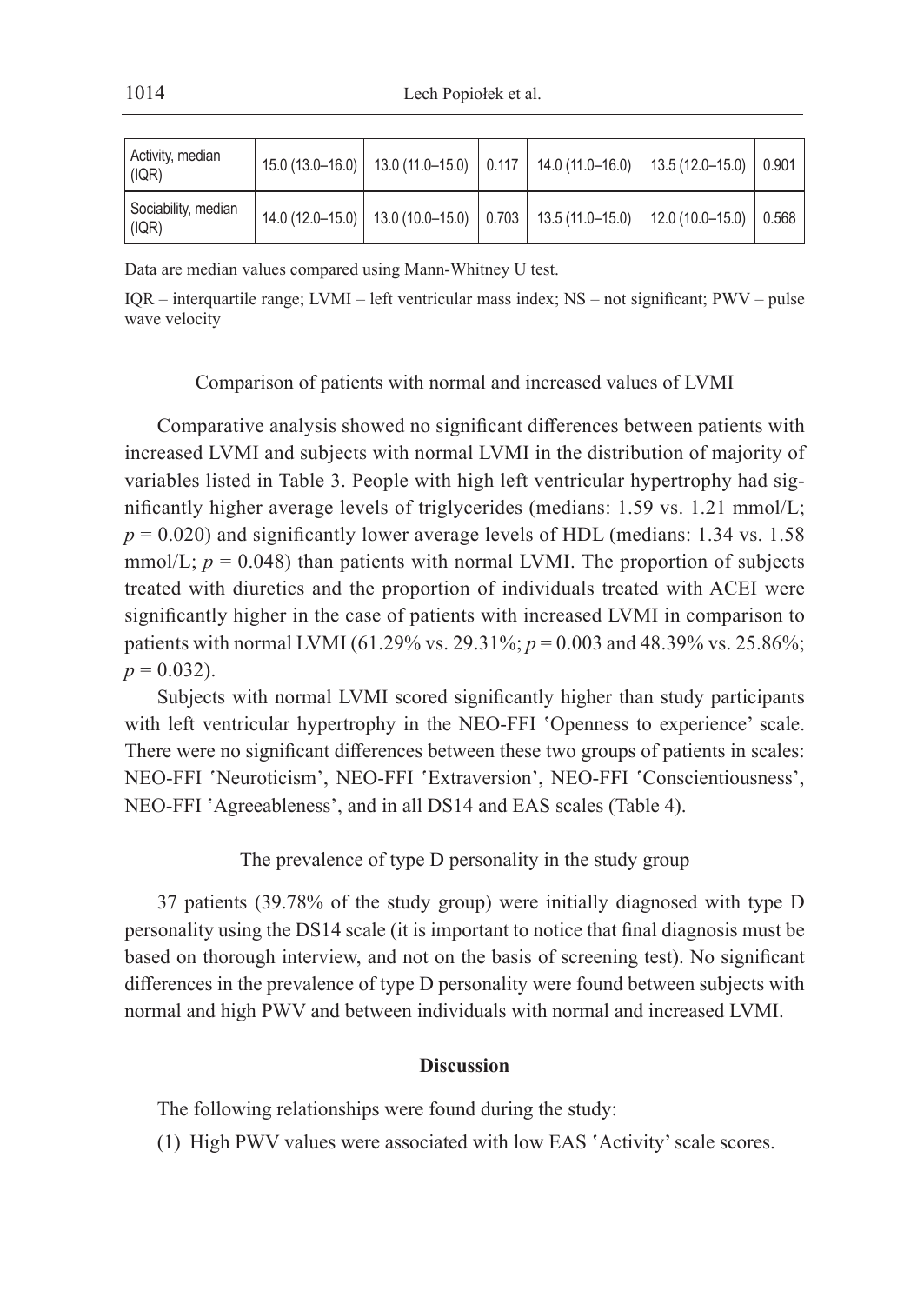| Activity, median (IQR) | 15.0 (13.0–16.0) | 13.0 (11.0–15.0) | 0.117 | 14.0 (11.0–16.0) | 13.5 (12.0–15.0) | 0.901 |
|---|---|---|---|---|---|---|
| Sociability, median (IQR) | 14.0 (12.0–15.0) | 13.0 (10.0–15.0) | 0.703 | 13.5 (11.0–15.0) | 12.0 (10.0–15.0) | 0.568 |

Data are median values compared using Mann-Whitney U test.

IQR – interquartile range; LVMI – left ventricular mass index; NS – not significant; PWV – pulse wave velocity

Comparison of patients with normal and increased values of LVMI

Comparative analysis showed no significant differences between patients with increased LVMI and subjects with normal LVMI in the distribution of majority of variables listed in Table 3. People with high left ventricular hypertrophy had significantly higher average levels of triglycerides (medians: 1.59 vs. 1.21 mmol/L; $p = 0.020$) and significantly lower average levels of HDL (medians: 1.34 vs. 1.58 mmol/L; $p = 0.048$) than patients with normal LVMI. The proportion of subjects treated with diuretics and the proportion of individuals treated with ACEI were significantly higher in the case of patients with increased LVMI in comparison to patients with normal LVMI (61.29% vs. 29.31%; $p = 0.003$ and 48.39% vs. 25.86%; $p = 0.032$).

Subjects with normal LVMI scored significantly higher than study participants with left ventricular hypertrophy in the NEO-FFI 'Openness to experience' scale. There were no significant differences between these two groups of patients in scales: NEO-FFI 'Neuroticism', NEO-FFI 'Extraversion', NEO-FFI 'Conscientiousness', NEO-FFI 'Agreeableness', and in all DS14 and EAS scales (Table 4).

The prevalence of type D personality in the study group

37 patients (39.78% of the study group) were initially diagnosed with type D personality using the DS14 scale (it is important to notice that final diagnosis must be based on thorough interview, and not on the basis of screening test). No significant differences in the prevalence of type D personality were found between subjects with normal and high PWV and between individuals with normal and increased LVMI.

## Discussion

The following relationships were found during the study:

(1) High PWV values were associated with low EAS 'Activity' scale scores.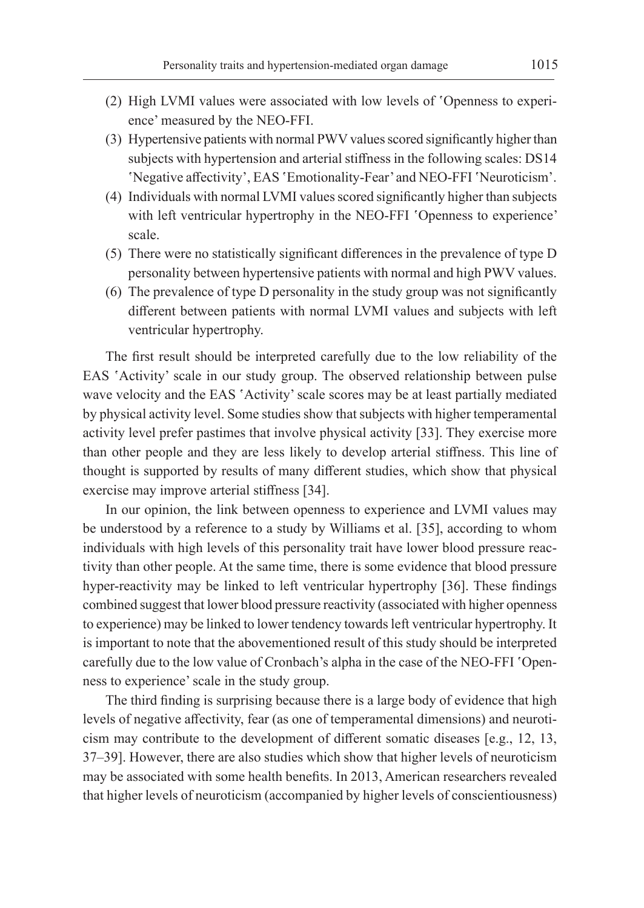(2) High LVMI values were associated with low levels of 'Openness to experience' measured by the NEO-FFI.
(3) Hypertensive patients with normal PWV values scored significantly higher than subjects with hypertension and arterial stiffness in the following scales: DS14 'Negative affectivity', EAS 'Emotionality-Fear' and NEO-FFI 'Neuroticism'.
(4) Individuals with normal LVMI values scored significantly higher than subjects with left ventricular hypertrophy in the NEO-FFI 'Openness to experience' scale.
(5) There were no statistically significant differences in the prevalence of type D personality between hypertensive patients with normal and high PWV values.
(6) The prevalence of type D personality in the study group was not significantly different between patients with normal LVMI values and subjects with left ventricular hypertrophy.

The first result should be interpreted carefully due to the low reliability of the EAS 'Activity' scale in our study group. The observed relationship between pulse wave velocity and the EAS 'Activity' scale scores may be at least partially mediated by physical activity level. Some studies show that subjects with higher temperamental activity level prefer pastimes that involve physical activity [33]. They exercise more than other people and they are less likely to develop arterial stiffness. This line of thought is supported by results of many different studies, which show that physical exercise may improve arterial stiffness [34].

In our opinion, the link between openness to experience and LVMI values may be understood by a reference to a study by Williams et al. [35], according to whom individuals with high levels of this personality trait have lower blood pressure reactivity than other people. At the same time, there is some evidence that blood pressure hyper-reactivity may be linked to left ventricular hypertrophy [36]. These findings combined suggest that lower blood pressure reactivity (associated with higher openness to experience) may be linked to lower tendency towards left ventricular hypertrophy. It is important to note that the abovementioned result of this study should be interpreted carefully due to the low value of Cronbach's alpha in the case of the NEO-FFI 'Openness to experience' scale in the study group.

The third finding is surprising because there is a large body of evidence that high levels of negative affectivity, fear (as one of temperamental dimensions) and neuroticism may contribute to the development of different somatic diseases [e.g., 12, 13, 37–39]. However, there are also studies which show that higher levels of neuroticism may be associated with some health benefits. In 2013, American researchers revealed that higher levels of neuroticism (accompanied by higher levels of conscientiousness)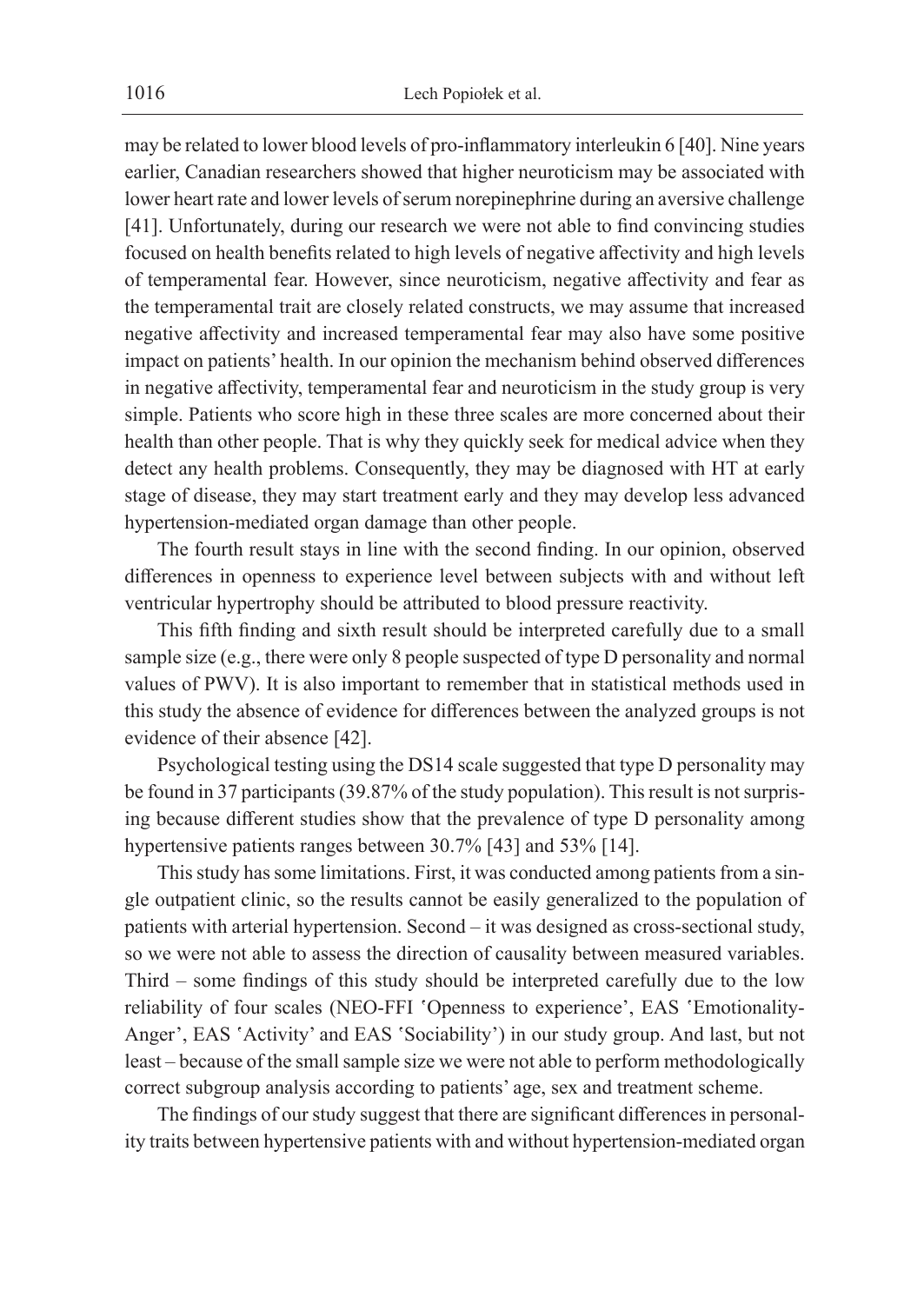may be related to lower blood levels of pro-inflammatory interleukin 6 [40]. Nine years earlier, Canadian researchers showed that higher neuroticism may be associated with lower heart rate and lower levels of serum norepinephrine during an aversive challenge [41]. Unfortunately, during our research we were not able to find convincing studies focused on health benefits related to high levels of negative affectivity and high levels of temperamental fear. However, since neuroticism, negative affectivity and fear as the temperamental trait are closely related constructs, we may assume that increased negative affectivity and increased temperamental fear may also have some positive impact on patients' health. In our opinion the mechanism behind observed differences in negative affectivity, temperamental fear and neuroticism in the study group is very simple. Patients who score high in these three scales are more concerned about their health than other people. That is why they quickly seek for medical advice when they detect any health problems. Consequently, they may be diagnosed with HT at early stage of disease, they may start treatment early and they may develop less advanced hypertension-mediated organ damage than other people.

The fourth result stays in line with the second finding. In our opinion, observed differences in openness to experience level between subjects with and without left ventricular hypertrophy should be attributed to blood pressure reactivity.

This fifth finding and sixth result should be interpreted carefully due to a small sample size (e.g., there were only 8 people suspected of type D personality and normal values of PWV). It is also important to remember that in statistical methods used in this study the absence of evidence for differences between the analyzed groups is not evidence of their absence [42].

Psychological testing using the DS14 scale suggested that type D personality may be found in 37 participants (39.87% of the study population). This result is not surprising because different studies show that the prevalence of type D personality among hypertensive patients ranges between 30.7% [43] and 53% [14].

This study has some limitations. First, it was conducted among patients from a single outpatient clinic, so the results cannot be easily generalized to the population of patients with arterial hypertension. Second – it was designed as cross-sectional study, so we were not able to assess the direction of causality between measured variables. Third – some findings of this study should be interpreted carefully due to the low reliability of four scales (NEO-FFI 'Openness to experience', EAS 'Emotionality-Anger', EAS 'Activity' and EAS 'Sociability') in our study group. And last, but not least – because of the small sample size we were not able to perform methodologically correct subgroup analysis according to patients' age, sex and treatment scheme.

The findings of our study suggest that there are significant differences in personality traits between hypertensive patients with and without hypertension-mediated organ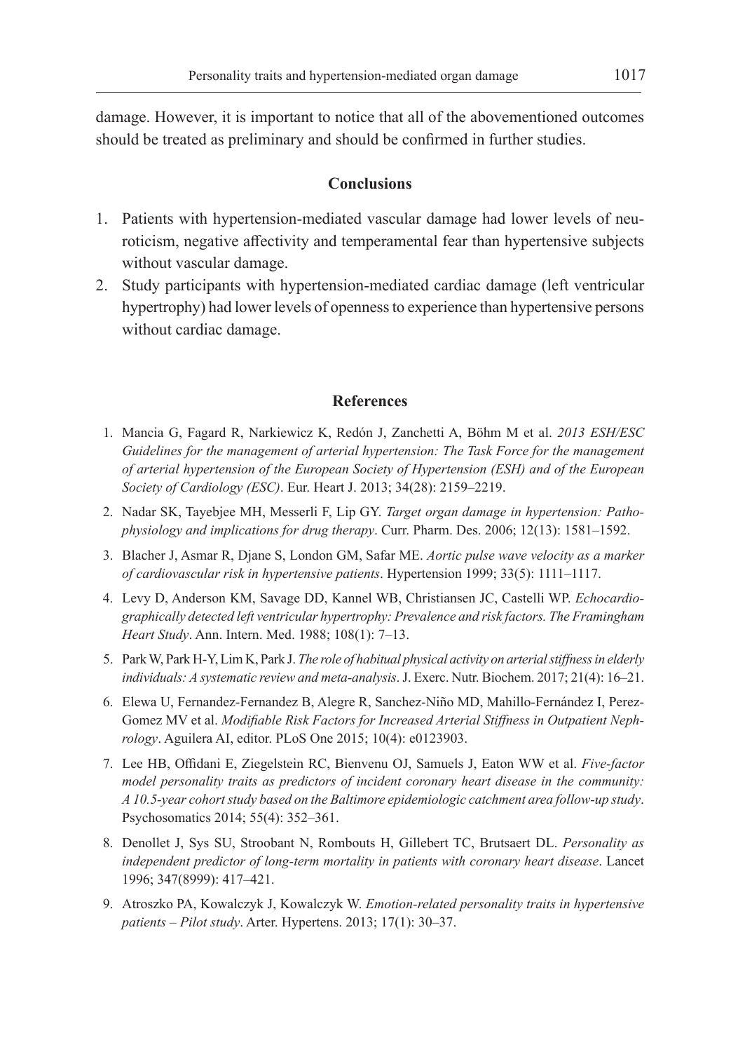damage. However, it is important to notice that all of the abovementioned outcomes should be treated as preliminary and should be confirmed in further studies.

## Conclusions

1. Patients with hypertension-mediated vascular damage had lower levels of neuroticism, negative affectivity and temperamental fear than hypertensive subjects without vascular damage.
2. Study participants with hypertension-mediated cardiac damage (left ventricular hypertrophy) had lower levels of openness to experience than hypertensive persons without cardiac damage.

## References

1. Mancia G, Fagard R, Narkiewicz K, Redón J, Zanchetti A, Böhm M et al. *2013 ESH/ESC Guidelines for the management of arterial hypertension: The Task Force for the management of arterial hypertension of the European Society of Hypertension (ESH) and of the European Society of Cardiology (ESC)*. Eur. Heart J. 2013; 34(28): 2159–2219.
2. Nadar SK, Tayebjee MH, Messerli F, Lip GY. *Target organ damage in hypertension: Pathophysiology and implications for drug therapy*. Curr. Pharm. Des. 2006; 12(13): 1581–1592.
3. Blacher J, Asmar R, Djane S, London GM, Safar ME. *Aortic pulse wave velocity as a marker of cardiovascular risk in hypertensive patients*. Hypertension 1999; 33(5): 1111–1117.
4. Levy D, Anderson KM, Savage DD, Kannel WB, Christiansen JC, Castelli WP. *Echocardiographically detected left ventricular hypertrophy: Prevalence and risk factors. The Framingham Heart Study*. Ann. Intern. Med. 1988; 108(1): 7–13.
5. Park W, Park H-Y, Lim K, Park J. *The role of habitual physical activity on arterial stiffness in elderly individuals: A systematic review and meta-analysis*. J. Exerc. Nutr. Biochem. 2017; 21(4): 16–21.
6. Elewa U, Fernandez-Fernandez B, Alegre R, Sanchez-Niño MD, Mahillo-Fernández I, Perez-Gomez MV et al. *Modifiable Risk Factors for Increased Arterial Stiffness in Outpatient Nephrology*. Aguilera AI, editor. PLoS One 2015; 10(4): e0123903.
7. Lee HB, Offidani E, Ziegelstein RC, Bienvenu OJ, Samuels J, Eaton WW et al. *Five-factor model personality traits as predictors of incident coronary heart disease in the community: A 10.5-year cohort study based on the Baltimore epidemiologic catchment area follow-up study*. Psychosomatics 2014; 55(4): 352–361.
8. Denollet J, Sys SU, Stroobant N, Rombouts H, Gillebert TC, Brutsaert DL. *Personality as independent predictor of long-term mortality in patients with coronary heart disease*. Lancet 1996; 347(8999): 417–421.
9. Atroszko PA, Kowalczyk J, Kowalczyk W. *Emotion-related personality traits in hypertensive patients – Pilot study*. Arter. Hypertens. 2013; 17(1): 30–37.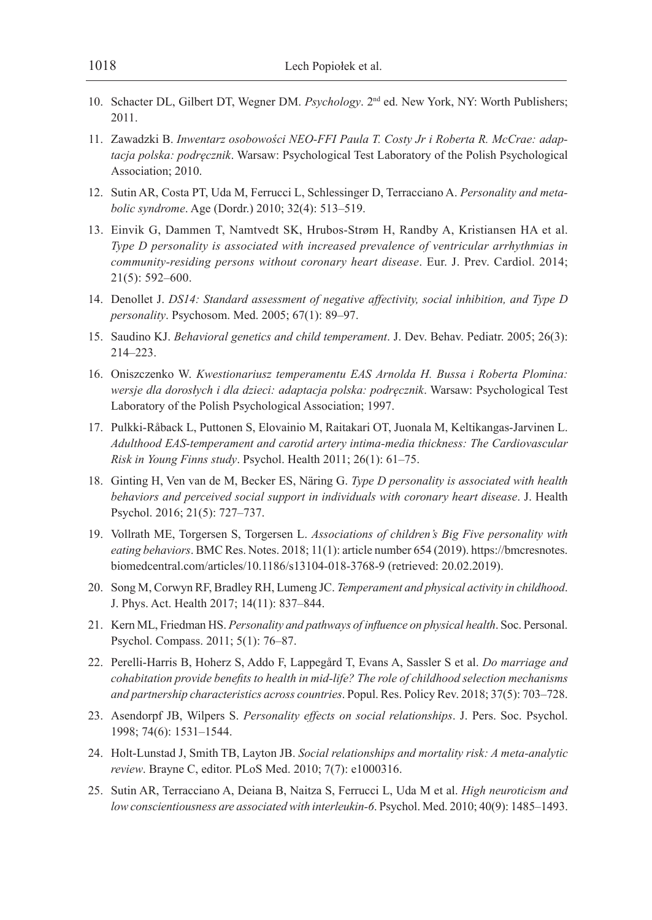10. Schacter DL, Gilbert DT, Wegner DM. *Psychology*. 2nd ed. New York, NY: Worth Publishers; 2011.
11. Zawadzki B. *Inwentarz osobowości NEO-FFI Paula T. Costy Jr i Roberta R. McCrae: adaptacja polska: podręcznik*. Warsaw: Psychological Test Laboratory of the Polish Psychological Association; 2010.
12. Sutin AR, Costa PT, Uda M, Ferrucci L, Schlessinger D, Terracciano A. *Personality and metabolic syndrome*. Age (Dordr.) 2010; 32(4): 513–519.
13. Einvik G, Dammen T, Namtvedt SK, Hrubos-Strøm H, Randby A, Kristiansen HA et al. *Type D personality is associated with increased prevalence of ventricular arrhythmias in community-residing persons without coronary heart disease*. Eur. J. Prev. Cardiol. 2014; 21(5): 592–600.
14. Denollet J. *DS14: Standard assessment of negative affectivity, social inhibition, and Type D personality*. Psychosom. Med. 2005; 67(1): 89–97.
15. Saudino KJ. *Behavioral genetics and child temperament*. J. Dev. Behav. Pediatr. 2005; 26(3): 214–223.
16. Oniszczenko W. *Kwestionariusz temperamentu EAS Arnolda H. Bussa i Roberta Plomina: wersje dla dorosłych i dla dzieci: adaptacja polska: podręcznik*. Warsaw: Psychological Test Laboratory of the Polish Psychological Association; 1997.
17. Pulkki-Råback L, Puttonen S, Elovainio M, Raitakari OT, Juonala M, Keltikangas-Jarvinen L. *Adulthood EAS-temperament and carotid artery intima-media thickness: The Cardiovascular Risk in Young Finns study*. Psychol. Health 2011; 26(1): 61–75.
18. Ginting H, Ven van de M, Becker ES, Näring G. *Type D personality is associated with health behaviors and perceived social support in individuals with coronary heart disease*. J. Health Psychol. 2016; 21(5): 727–737.
19. Vollrath ME, Torgersen S, Torgersen L. *Associations of children's Big Five personality with eating behaviors*. BMC Res. Notes. 2018; 11(1): article number 654 (2019). https://bmcresnotes.biomedcentral.com/articles/10.1186/s13104-018-3768-9 (retrieved: 20.02.2019).
20. Song M, Corwyn RF, Bradley RH, Lumeng JC. *Temperament and physical activity in childhood*. J. Phys. Act. Health 2017; 14(11): 837–844.
21. Kern ML, Friedman HS. *Personality and pathways of influence on physical health*. Soc. Personal. Psychol. Compass. 2011; 5(1): 76–87.
22. Perelli-Harris B, Hoherz S, Addo F, Lappegård T, Evans A, Sassler S et al. *Do marriage and cohabitation provide benefits to health in mid-life? The role of childhood selection mechanisms and partnership characteristics across countries*. Popul. Res. Policy Rev. 2018; 37(5): 703–728.
23. Asendorpf JB, Wilpers S. *Personality effects on social relationships*. J. Pers. Soc. Psychol. 1998; 74(6): 1531–1544.
24. Holt-Lunstad J, Smith TB, Layton JB. *Social relationships and mortality risk: A meta-analytic review*. Brayne C, editor. PLoS Med. 2010; 7(7): e1000316.
25. Sutin AR, Terracciano A, Deiana B, Naitza S, Ferrucci L, Uda M et al. *High neuroticism and low conscientiousness are associated with interleukin-6*. Psychol. Med. 2010; 40(9): 1485–1493.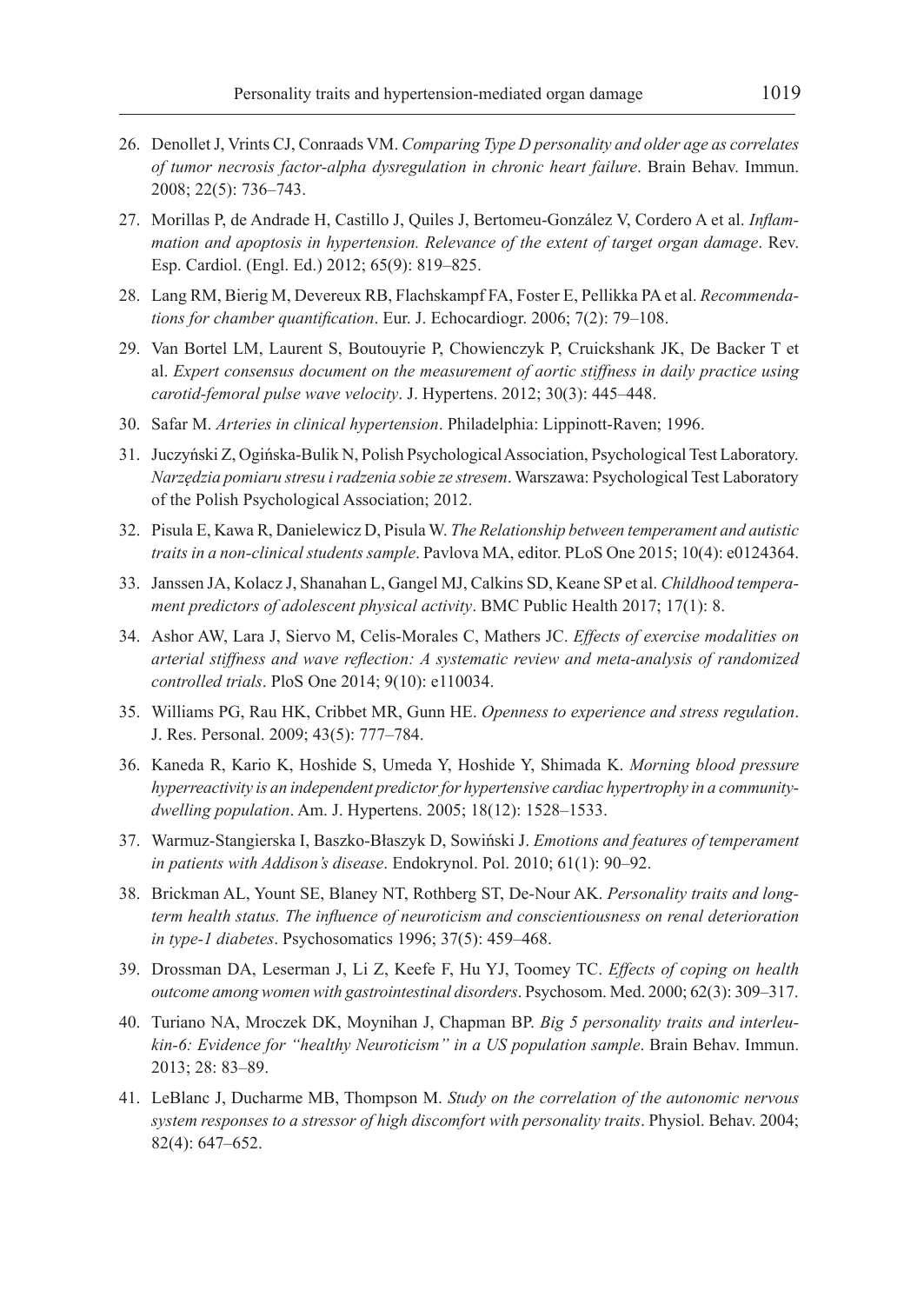26. Denollet J, Vrints CJ, Conraads VM. *Comparing Type D personality and older age as correlates of tumor necrosis factor-alpha dysregulation in chronic heart failure*. Brain Behav. Immun. 2008; 22(5): 736–743.
27. Morillas P, de Andrade H, Castillo J, Quiles J, Bertomeu-González V, Cordero A et al. *Inflammation and apoptosis in hypertension. Relevance of the extent of target organ damage*. Rev. Esp. Cardiol. (Engl. Ed.) 2012; 65(9): 819–825.
28. Lang RM, Bierig M, Devereux RB, Flachskampf FA, Foster E, Pellikka PA et al. *Recommendations for chamber quantification*. Eur. J. Echocardiogr. 2006; 7(2): 79–108.
29. Van Bortel LM, Laurent S, Boutouyrie P, Chowienczyk P, Cruickshank JK, De Backer T et al. *Expert consensus document on the measurement of aortic stiffness in daily practice using carotid-femoral pulse wave velocity*. J. Hypertens. 2012; 30(3): 445–448.
30. Safar M. *Arteries in clinical hypertension*. Philadelphia: Lippinott-Raven; 1996.
31. Juczyński Z, Ogińska-Bulik N, Polish Psychological Association, Psychological Test Laboratory. *Narzędzia pomiaru stresu i radzenia sobie ze stresem*. Warszawa: Psychological Test Laboratory of the Polish Psychological Association; 2012.
32. Pisula E, Kawa R, Danielewicz D, Pisula W. *The Relationship between temperament and autistic traits in a non-clinical students sample*. Pavlova MA, editor. PLoS One 2015; 10(4): e0124364.
33. Janssen JA, Kolacz J, Shanahan L, Gangel MJ, Calkins SD, Keane SP et al. *Childhood temperament predictors of adolescent physical activity*. BMC Public Health 2017; 17(1): 8.
34. Ashor AW, Lara J, Siervo M, Celis-Morales C, Mathers JC. *Effects of exercise modalities on arterial stiffness and wave reflection: A systematic review and meta-analysis of randomized controlled trials*. PloS One 2014; 9(10): e110034.
35. Williams PG, Rau HK, Cribbet MR, Gunn HE. *Openness to experience and stress regulation*. J. Res. Personal. 2009; 43(5): 777–784.
36. Kaneda R, Kario K, Hoshide S, Umeda Y, Hoshide Y, Shimada K. *Morning blood pressure hyperreactivity is an independent predictor for hypertensive cardiac hypertrophy in a community-dwelling population*. Am. J. Hypertens. 2005; 18(12): 1528–1533.
37. Warmuz-Stangierska I, Baszko-Błaszyk D, Sowiński J. *Emotions and features of temperament in patients with Addison's disease*. Endokrynol. Pol. 2010; 61(1): 90–92.
38. Brickman AL, Yount SE, Blaney NT, Rothberg ST, De-Nour AK. *Personality traits and long-term health status. The influence of neuroticism and conscientiousness on renal deterioration in type-1 diabetes*. Psychosomatics 1996; 37(5): 459–468.
39. Drossman DA, Leserman J, Li Z, Keefe F, Hu YJ, Toomey TC. *Effects of coping on health outcome among women with gastrointestinal disorders*. Psychosom. Med. 2000; 62(3): 309–317.
40. Turiano NA, Mroczek DK, Moynihan J, Chapman BP. *Big 5 personality traits and interleukin-6: Evidence for "healthy Neuroticism" in a US population sample*. Brain Behav. Immun. 2013; 28: 83–89.
41. LeBlanc J, Ducharme MB, Thompson M. *Study on the correlation of the autonomic nervous system responses to a stressor of high discomfort with personality traits*. Physiol. Behav. 2004; 82(4): 647–652.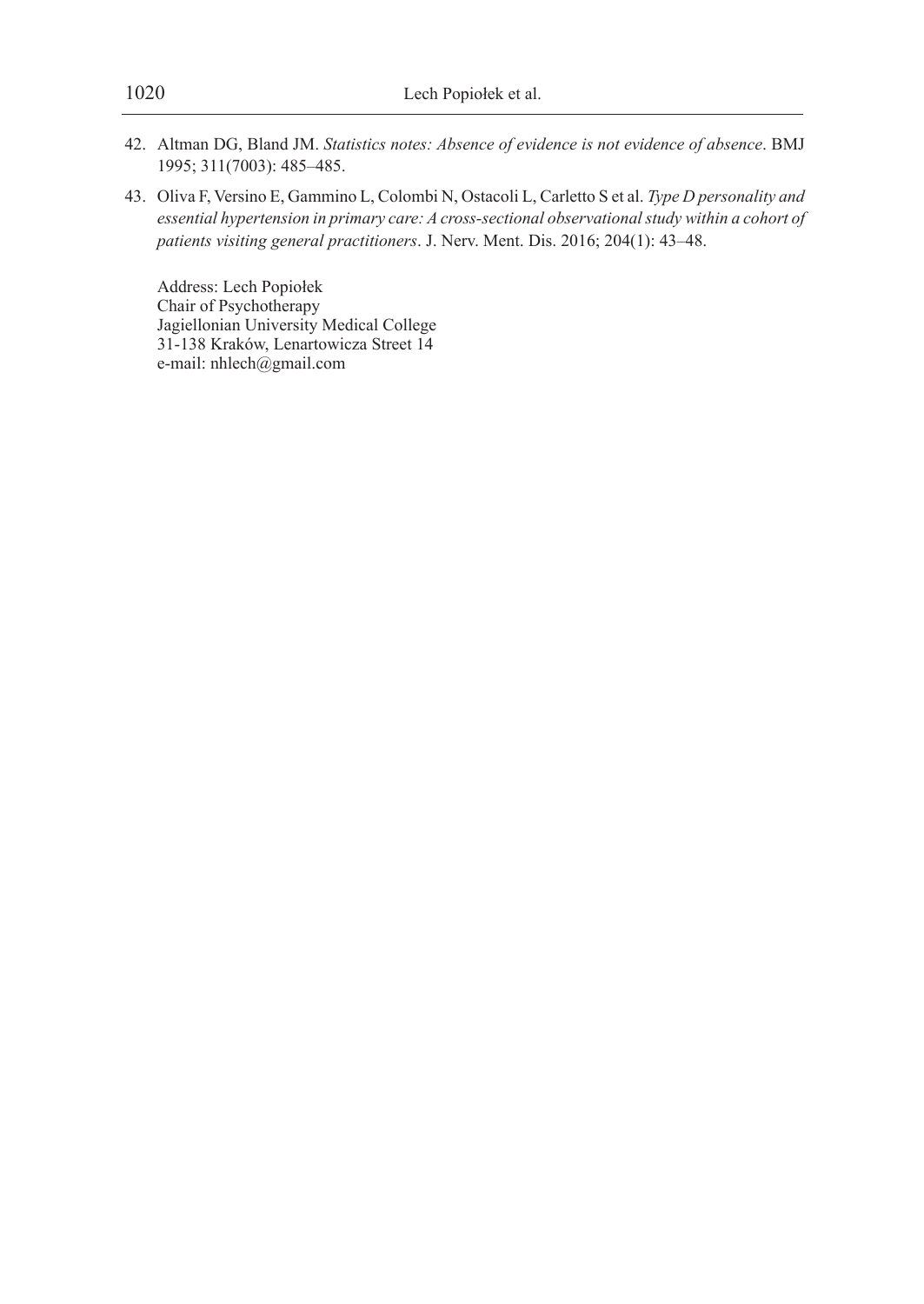42. Altman DG, Bland JM. *Statistics notes: Absence of evidence is not evidence of absence*. BMJ 1995; 311(7003): 485–485.
43. Oliva F, Versino E, Gammino L, Colombi N, Ostacoli L, Carletto S et al. *Type D personality and essential hypertension in primary care: A cross-sectional observational study within a cohort of patients visiting general practitioners*. J. Nerv. Ment. Dis. 2016; 204(1): 43–48.

Address: Lech Popiołek  
Chair of Psychotherapy  
Jagiellonian University Medical College  
31-138 Kraków, Lenartowicza Street 14  
e-mail: nhlech@gmail.com